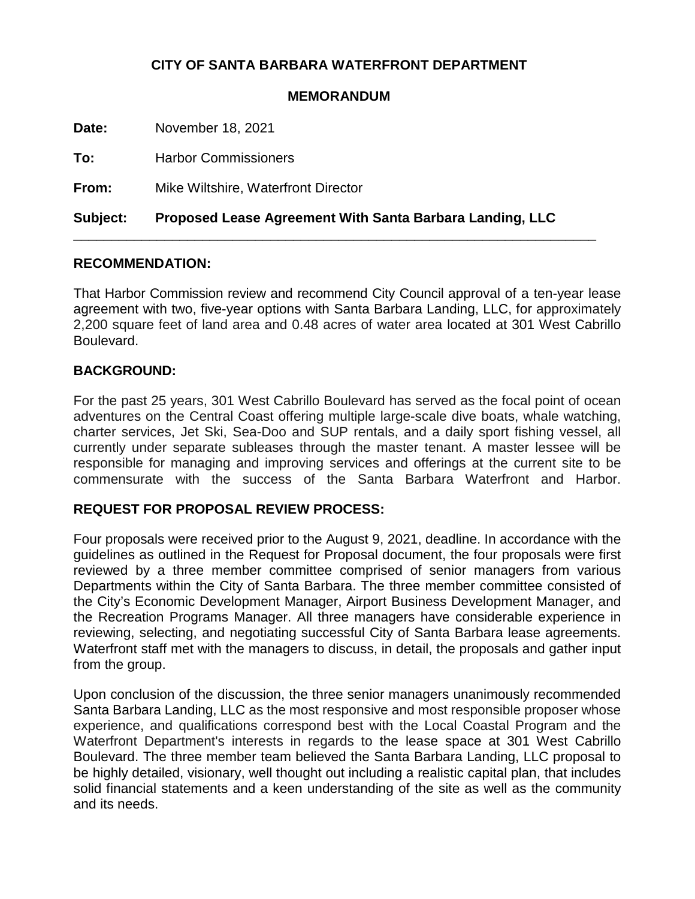**CITY OF SANTA BARBARA WATERFRONT DEPARTMENT**

**MEMORANDUM**

**Date:** November 18, 2021

**To:** Harbor Commissioners

**From:** Mike Wiltshire, Waterfront Director

**Subject: Proposed Lease Agreement With Santa Barbara Landing, LLC**

---

## RECOMMENDATION:

That Harbor Commission review and recommend City Council approval of a ten-year lease agreement with two, five-year options with Santa Barbara Landing, LLC, for approximately 2,200 square feet of land area and 0.48 acres of water area located at 301 West Cabrillo Boulevard.

## BACKGROUND:

For the past 25 years, 301 West Cabrillo Boulevard has served as the focal point of ocean adventures on the Central Coast offering multiple large-scale dive boats, whale watching, charter services, Jet Ski, Sea-Doo and SUP rentals, and a daily sport fishing vessel, all currently under separate subleases through the master tenant. A master lessee will be responsible for managing and improving services and offerings at the current site to be commensurate with the success of the Santa Barbara Waterfront and Harbor.

## REQUEST FOR PROPOSAL REVIEW PROCESS:

Four proposals were received prior to the August 9, 2021, deadline. In accordance with the guidelines as outlined in the Request for Proposal document, the four proposals were first reviewed by a three member committee comprised of senior managers from various Departments within the City of Santa Barbara. The three member committee consisted of the City's Economic Development Manager, Airport Business Development Manager, and the Recreation Programs Manager. All three managers have considerable experience in reviewing, selecting, and negotiating successful City of Santa Barbara lease agreements. Waterfront staff met with the managers to discuss, in detail, the proposals and gather input from the group.

Upon conclusion of the discussion, the three senior managers unanimously recommended Santa Barbara Landing, LLC as the most responsive and most responsible proposer whose experience, and qualifications correspond best with the Local Coastal Program and the Waterfront Department's interests in regards to the lease space at 301 West Cabrillo Boulevard. The three member team believed the Santa Barbara Landing, LLC proposal to be highly detailed, visionary, well thought out including a realistic capital plan, that includes solid financial statements and a keen understanding of the site as well as the community and its needs.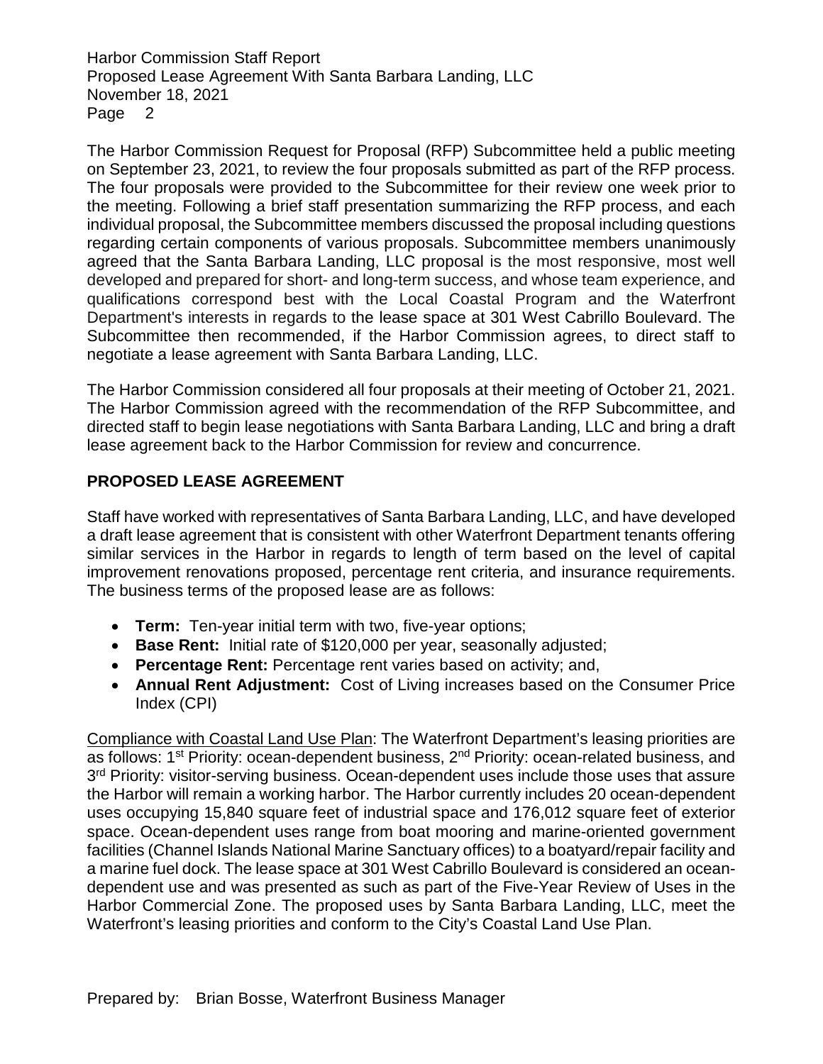The Harbor Commission Request for Proposal (RFP) Subcommittee held a public meeting on September 23, 2021, to review the four proposals submitted as part of the RFP process. The four proposals were provided to the Subcommittee for their review one week prior to the meeting. Following a brief staff presentation summarizing the RFP process, and each individual proposal, the Subcommittee members discussed the proposal including questions regarding certain components of various proposals. Subcommittee members unanimously agreed that the Santa Barbara Landing, LLC proposal is the most responsive, most well developed and prepared for short- and long-term success, and whose team experience, and qualifications correspond best with the Local Coastal Program and the Waterfront Department's interests in regards to the lease space at 301 West Cabrillo Boulevard. The Subcommittee then recommended, if the Harbor Commission agrees, to direct staff to negotiate a lease agreement with Santa Barbara Landing, LLC.

The Harbor Commission considered all four proposals at their meeting of October 21, 2021. The Harbor Commission agreed with the recommendation of the RFP Subcommittee, and directed staff to begin lease negotiations with Santa Barbara Landing, LLC and bring a draft lease agreement back to the Harbor Commission for review and concurrence.

## PROPOSED LEASE AGREEMENT

Staff have worked with representatives of Santa Barbara Landing, LLC, and have developed a draft lease agreement that is consistent with other Waterfront Department tenants offering similar services in the Harbor in regards to length of term based on the level of capital improvement renovations proposed, percentage rent criteria, and insurance requirements. The business terms of the proposed lease are as follows:

- **Term:** Ten-year initial term with two, five-year options;
- **Base Rent:** Initial rate of $120,000 per year, seasonally adjusted;
- **Percentage Rent:** Percentage rent varies based on activity; and,
- **Annual Rent Adjustment:** Cost of Living increases based on the Consumer Price Index (CPI)

<u>Compliance with Coastal Land Use Plan</u>: The Waterfront Department's leasing priorities are as follows: 1st Priority: ocean-dependent business, 2nd Priority: ocean-related business, and 3rd Priority: visitor-serving business. Ocean-dependent uses include those uses that assure the Harbor will remain a working harbor. The Harbor currently includes 20 ocean-dependent uses occupying 15,840 square feet of industrial space and 176,012 square feet of exterior space. Ocean-dependent uses range from boat mooring and marine-oriented government facilities (Channel Islands National Marine Sanctuary offices) to a boatyard/repair facility and a marine fuel dock. The lease space at 301 West Cabrillo Boulevard is considered an ocean-dependent use and was presented as such as part of the Five-Year Review of Uses in the Harbor Commercial Zone. The proposed uses by Santa Barbara Landing, LLC, meet the Waterfront's leasing priorities and conform to the City's Coastal Land Use Plan.

Prepared by: Brian Bosse, Waterfront Business Manager